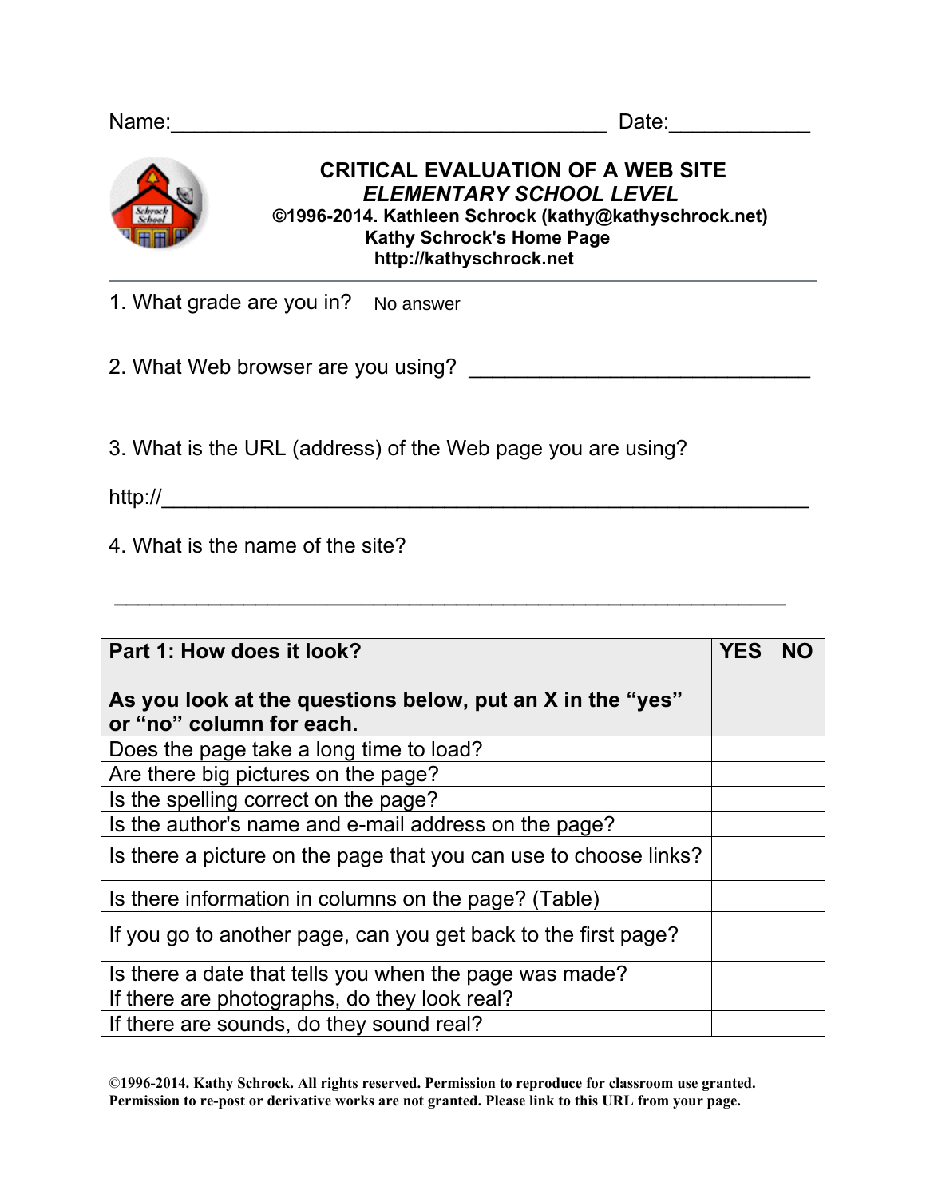Name:______________________________________ Date:____________

# CRITICAL EVALUATION OF A WEB SITE

## *ELEMENTARY SCHOOL LEVEL*

**©1996-2014. Kathleen Schrock (kathy@kathyschrock.net)**
**Kathy Schrock's Home Page**
**http://kathyschrock.net**

---

1. What grade are you in? No answer

2. What Web browser are you using? ______________________________

3. What is the URL (address) of the Web page you are using?

http://_________________________________________________________

4. What is the name of the site?

___________________________________________________________

| **Part 1: How does it look?**<br><br>**As you look at the questions below, put an X in the "yes" or "no" column for each.** | **YES** | **NO** |
|---|---|---|
| Does the page take a long time to load? | | |
| Are there big pictures on the page? | | |
| Is the spelling correct on the page? | | |
| Is the author's name and e-mail address on the page? | | |
| Is there a picture on the page that you can use to choose links? | | |
| Is there information in columns on the page? (Table) | | |
| If you go to another page, can you get back to the first page? | | |
| Is there a date that tells you when the page was made? | | |
| If there are photographs, do they look real? | | |
| If there are sounds, do they sound real? | | |

**©1996-2014. Kathy Schrock. All rights reserved. Permission to reproduce for classroom use granted. Permission to re-post or derivative works are not granted. Please link to this URL from your page.**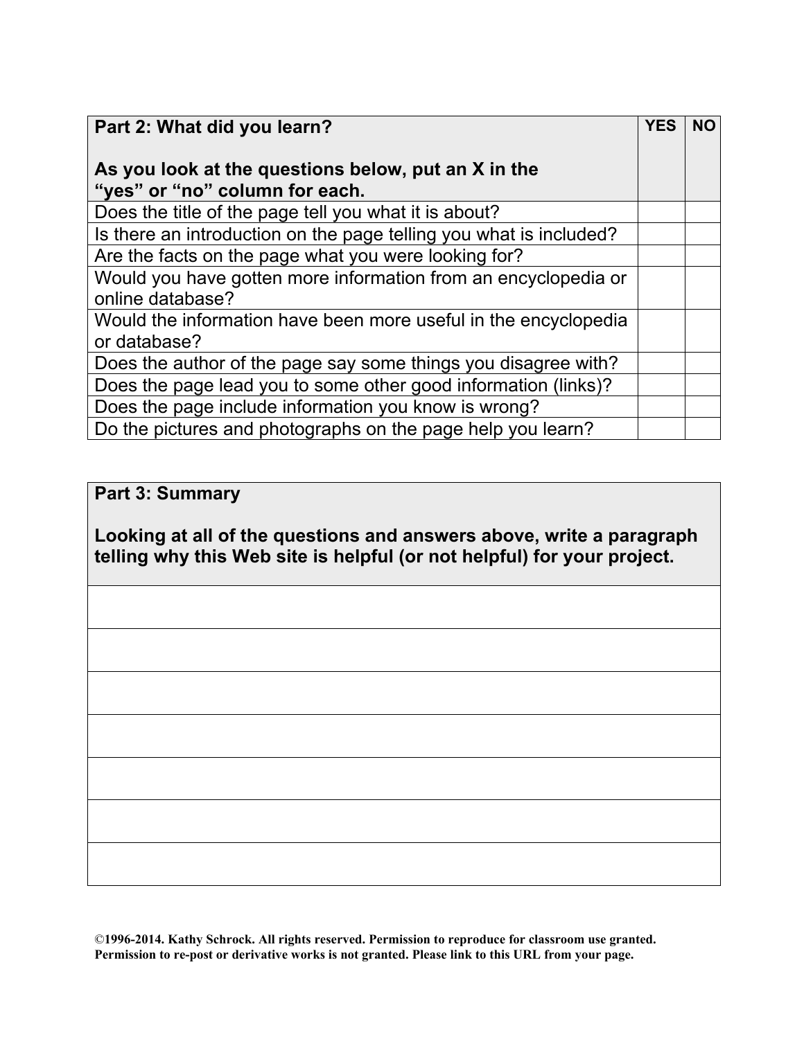| Part 2: What did you learn?<br><br>As you look at the questions below, put an X in the “yes” or “no” column for each. | YES | NO |
|---|---|---|
| Does the title of the page tell you what it is about? | | |
| Is there an introduction on the page telling you what is included? | | |
| Are the facts on the page what you were looking for? | | |
| Would you have gotten more information from an encyclopedia or online database? | | |
| Would the information have been more useful in the encyclopedia or database? | | |
| Does the author of the page say some things you disagree with? | | |
| Does the page lead you to some other good information (links)? | | |
| Does the page include information you know is wrong? | | |
| Do the pictures and photographs on the page help you learn? | | |

| Part 3: Summary<br><br>Looking at all of the questions and answers above, write a paragraph telling why this Web site is helpful (or not helpful) for your project. |
|---|
| |
| |
| |
| |
| |
| |
| |

©1996-2014. Kathy Schrock. All rights reserved. Permission to reproduce for classroom use granted. Permission to re-post or derivative works is not granted. Please link to this URL from your page.